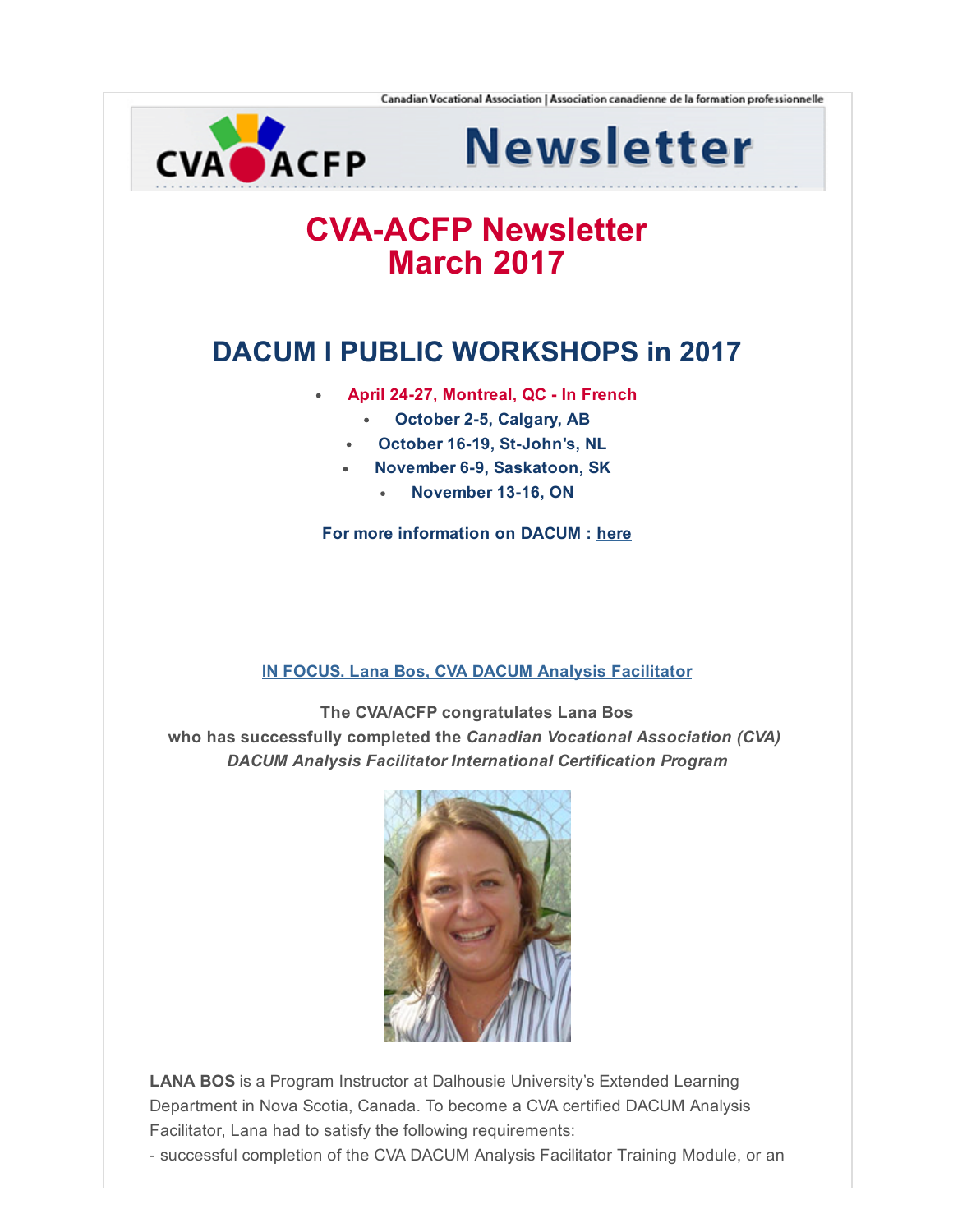Canadian Vocational Association | Association canadienne de la formation professionnelle

CVA ACFP Newsletter

# CVA-ACFP Newsletter
# March 2017

## DACUM I PUBLIC WORKSHOPS in 2017

- **April 24-27, Montreal, QC - In French**
- **October 2-5, Calgary, AB**
- **October 16-19, St-John's, NL**
- **November 6-9, Saskatoon, SK**
- **November 13-16, ON**

**For more information on DACUM : here**

**IN FOCUS. Lana Bos, CVA DACUM Analysis Facilitator**

**The CVA/ACFP congratulates Lana Bos who has successfully completed the *Canadian Vocational Association (CVA) DACUM Analysis Facilitator International Certification Program***

**LANA BOS** is a Program Instructor at Dalhousie University's Extended Learning Department in Nova Scotia, Canada. To become a CVA certified DACUM Analysis Facilitator, Lana had to satisfy the following requirements:

- successful completion of the CVA DACUM Analysis Facilitator Training Module, or an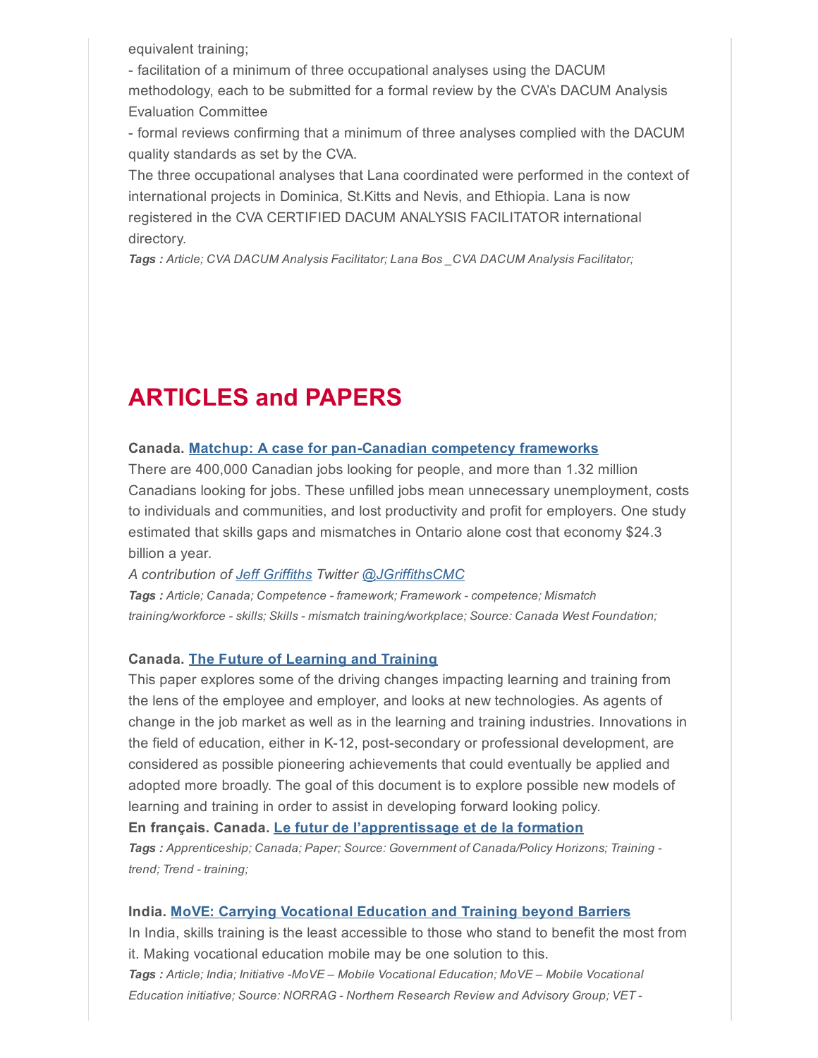equivalent training;

- facilitation of a minimum of three occupational analyses using the DACUM methodology, each to be submitted for a formal review by the CVA's DACUM Analysis Evaluation Committee
- formal reviews confirming that a minimum of three analyses complied with the DACUM quality standards as set by the CVA.

The three occupational analyses that Lana coordinated were performed in the context of international projects in Dominica, St.Kitts and Nevis, and Ethiopia. Lana is now registered in the CVA CERTIFIED DACUM ANALYSIS FACILITATOR international directory.

***Tags :*** *Article; CVA DACUM Analysis Facilitator; Lana Bos _CVA DACUM Analysis Facilitator;*

# ARTICLES and PAPERS

**Canada. Matchup: A case for pan-Canadian competency frameworks**

There are 400,000 Canadian jobs looking for people, and more than 1.32 million Canadians looking for jobs. These unfilled jobs mean unnecessary unemployment, costs to individuals and communities, and lost productivity and profit for employers. One study estimated that skills gaps and mismatches in Ontario alone cost that economy $24.3 billion a year.

*A contribution of Jeff Griffiths Twitter @JGriffithsCMC*

***Tags :*** *Article; Canada; Competence - framework; Framework - competence; Mismatch training/workforce - skills; Skills - mismatch training/workplace; Source: Canada West Foundation;*

**Canada. The Future of Learning and Training**

This paper explores some of the driving changes impacting learning and training from the lens of the employee and employer, and looks at new technologies. As agents of change in the job market as well as in the learning and training industries. Innovations in the field of education, either in K-12, post-secondary or professional development, are considered as possible pioneering achievements that could eventually be applied and adopted more broadly. The goal of this document is to explore possible new models of learning and training in order to assist in developing forward looking policy.

**En français. Canada. Le futur de l'apprentissage et de la formation**

***Tags :*** *Apprenticeship; Canada; Paper; Source: Government of Canada/Policy Horizons; Training - trend; Trend - training;*

**India. MoVE: Carrying Vocational Education and Training beyond Barriers**

In India, skills training is the least accessible to those who stand to benefit the most from it. Making vocational education mobile may be one solution to this.

***Tags :*** *Article; India; Initiative -MoVE – Mobile Vocational Education; MoVE – Mobile Vocational Education initiative; Source: NORRAG - Northern Research Review and Advisory Group; VET -*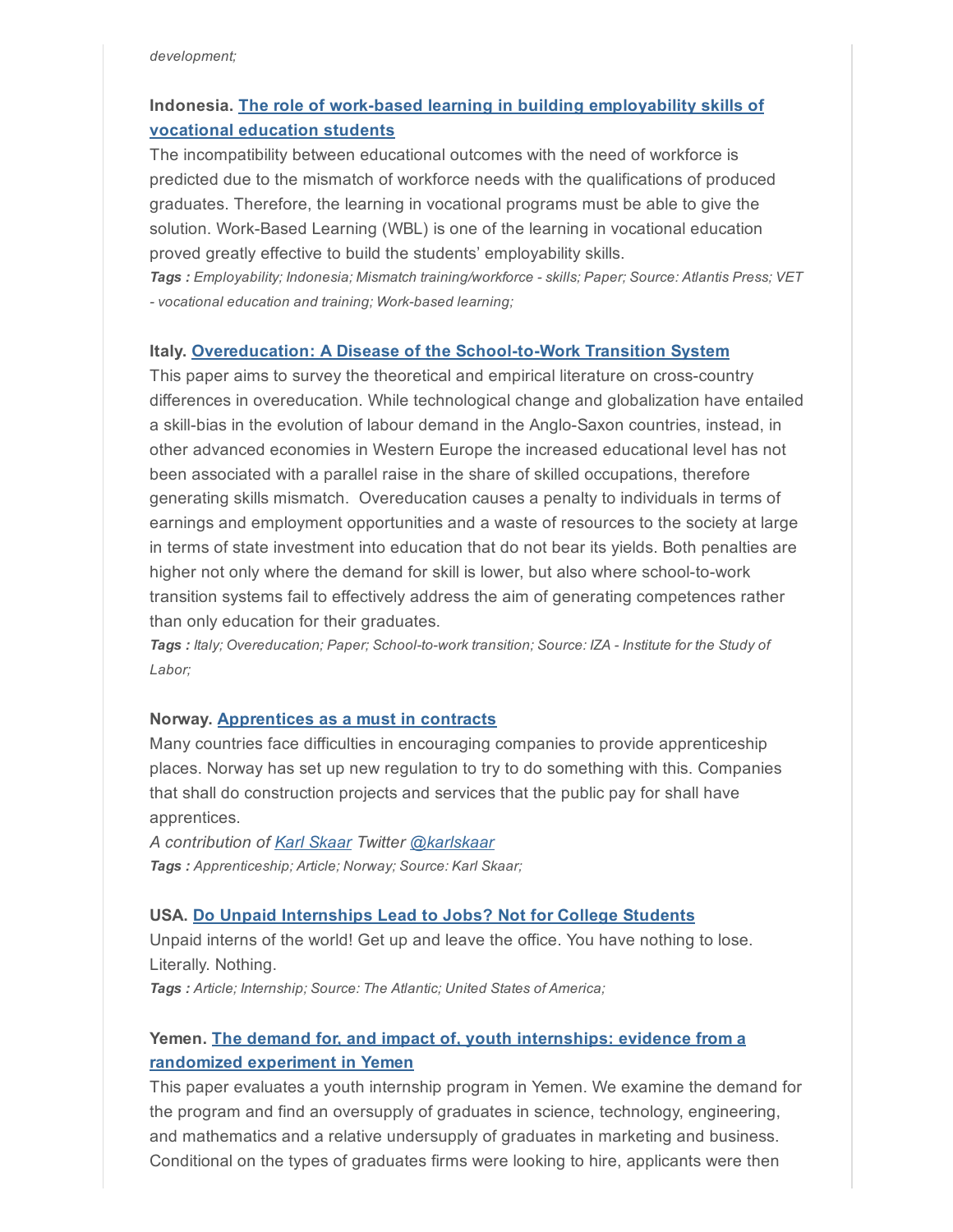*development;*

**Indonesia. The role of work-based learning in building employability skills of vocational education students**

The incompatibility between educational outcomes with the need of workforce is predicted due to the mismatch of workforce needs with the qualifications of produced graduates. Therefore, the learning in vocational programs must be able to give the solution. Work-Based Learning (WBL) is one of the learning in vocational education proved greatly effective to build the students' employability skills.

***Tags :*** *Employability; Indonesia; Mismatch training/workforce - skills; Paper; Source: Atlantis Press; VET - vocational education and training; Work-based learning;*

**Italy. Overeducation: A Disease of the School-to-Work Transition System**

This paper aims to survey the theoretical and empirical literature on cross-country differences in overeducation. While technological change and globalization have entailed a skill-bias in the evolution of labour demand in the Anglo-Saxon countries, instead, in other advanced economies in Western Europe the increased educational level has not been associated with a parallel raise in the share of skilled occupations, therefore generating skills mismatch. Overeducation causes a penalty to individuals in terms of earnings and employment opportunities and a waste of resources to the society at large in terms of state investment into education that do not bear its yields. Both penalties are higher not only where the demand for skill is lower, but also where school-to-work transition systems fail to effectively address the aim of generating competences rather than only education for their graduates.

***Tags :*** *Italy; Overeducation; Paper; School-to-work transition; Source: IZA - Institute for the Study of Labor;*

**Norway. Apprentices as a must in contracts**

Many countries face difficulties in encouraging companies to provide apprenticeship places. Norway has set up new regulation to try to do something with this. Companies that shall do construction projects and services that the public pay for shall have apprentices.

*A contribution of Karl Skaar Twitter @karlskaar*

***Tags :*** *Apprenticeship; Article; Norway; Source: Karl Skaar;*

**USA. Do Unpaid Internships Lead to Jobs? Not for College Students**

Unpaid interns of the world! Get up and leave the office. You have nothing to lose. Literally. Nothing.

***Tags :*** *Article; Internship; Source: The Atlantic; United States of America;*

**Yemen. The demand for, and impact of, youth internships: evidence from a randomized experiment in Yemen**

This paper evaluates a youth internship program in Yemen. We examine the demand for the program and find an oversupply of graduates in science, technology, engineering, and mathematics and a relative undersupply of graduates in marketing and business. Conditional on the types of graduates firms were looking to hire, applicants were then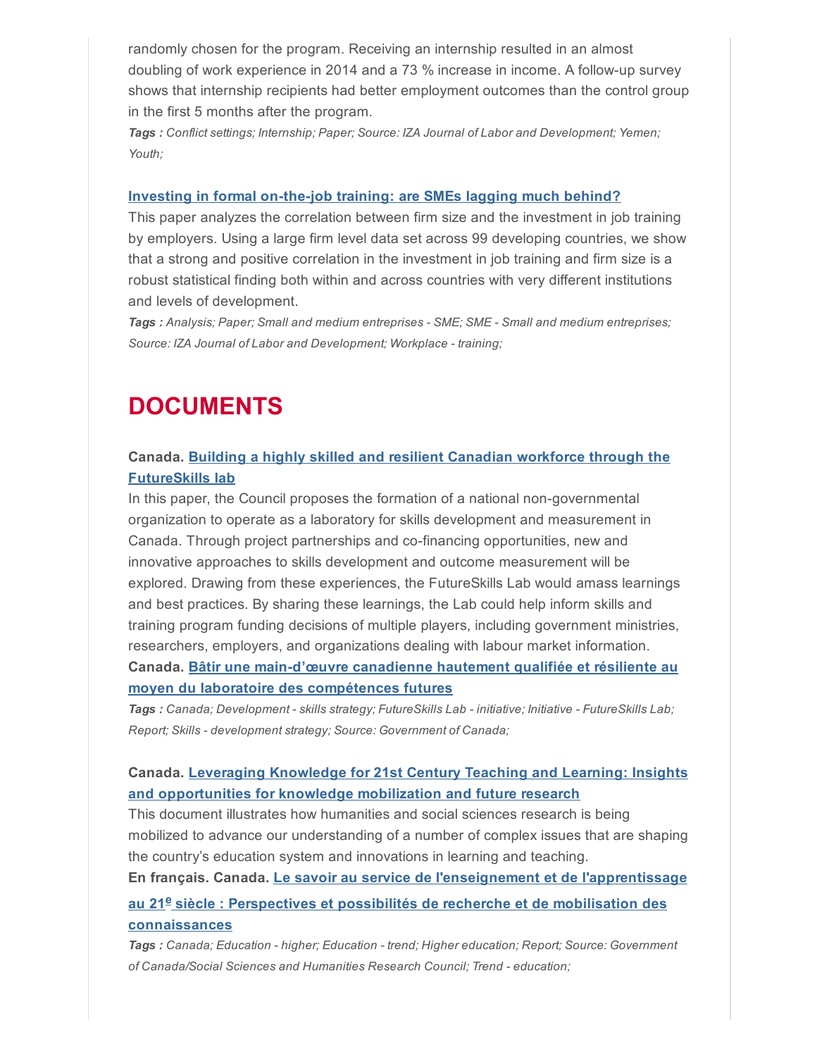randomly chosen for the program. Receiving an internship resulted in an almost doubling of work experience in 2014 and a 73 % increase in income. A follow-up survey shows that internship recipients had better employment outcomes than the control group in the first 5 months after the program.

***Tags :*** *Conflict settings; Internship; Paper; Source: IZA Journal of Labor and Development; Yemen; Youth;*

**Investing in formal on-the-job training: are SMEs lagging much behind?**

This paper analyzes the correlation between firm size and the investment in job training by employers. Using a large firm level data set across 99 developing countries, we show that a strong and positive correlation in the investment in job training and firm size is a robust statistical finding both within and across countries with very different institutions and levels of development.

***Tags :*** *Analysis; Paper; Small and medium entreprises - SME; SME - Small and medium entreprises; Source: IZA Journal of Labor and Development; Workplace - training;*

# DOCUMENTS

**Canada. Building a highly skilled and resilient Canadian workforce through the FutureSkills lab**

In this paper, the Council proposes the formation of a national non-governmental organization to operate as a laboratory for skills development and measurement in Canada. Through project partnerships and co-financing opportunities, new and innovative approaches to skills development and outcome measurement will be explored. Drawing from these experiences, the FutureSkills Lab would amass learnings and best practices. By sharing these learnings, the Lab could help inform skills and training program funding decisions of multiple players, including government ministries, researchers, employers, and organizations dealing with labour market information.

**Canada. Bâtir une main-d'œuvre canadienne hautement qualifiée et résiliente au moyen du laboratoire des compétences futures**

***Tags :*** *Canada; Development - skills strategy; FutureSkills Lab - initiative; Initiative - FutureSkills Lab; Report; Skills - development strategy; Source: Government of Canada;*

**Canada. Leveraging Knowledge for 21st Century Teaching and Learning: Insights and opportunities for knowledge mobilization and future research**

This document illustrates how humanities and social sciences research is being mobilized to advance our understanding of a number of complex issues that are shaping the country's education system and innovations in learning and teaching.

**En français. Canada. Le savoir au service de l'enseignement et de l'apprentissage au 21e siècle : Perspectives et possibilités de recherche et de mobilisation des connaissances**

***Tags :*** *Canada; Education - higher; Education - trend; Higher education; Report; Source: Government of Canada/Social Sciences and Humanities Research Council; Trend - education;*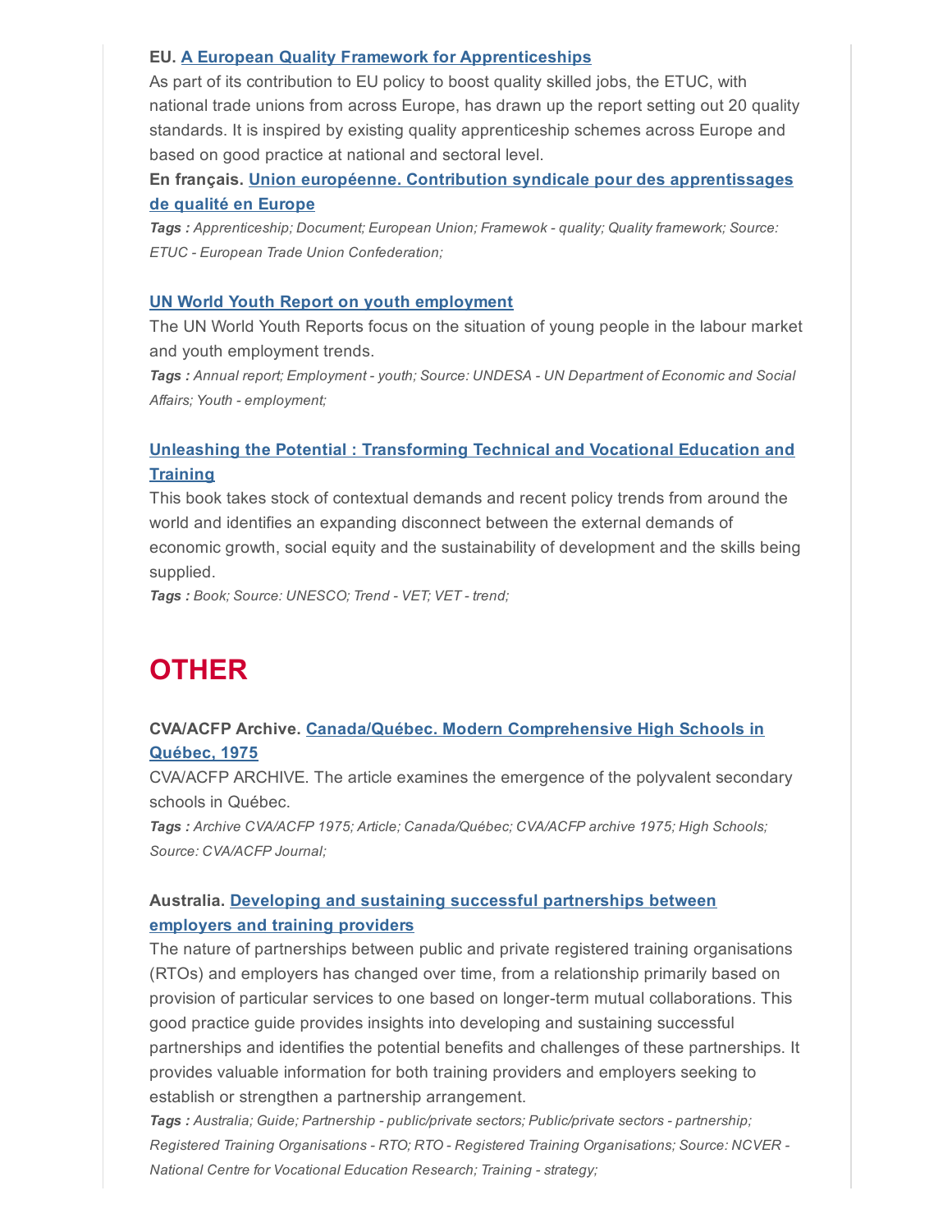**EU. A European Quality Framework for Apprenticeships**

As part of its contribution to EU policy to boost quality skilled jobs, the ETUC, with national trade unions from across Europe, has drawn up the report setting out 20 quality standards. It is inspired by existing quality apprenticeship schemes across Europe and based on good practice at national and sectoral level.

**En français. Union européenne. Contribution syndicale pour des apprentissages de qualité en Europe**

***Tags :*** *Apprenticeship; Document; European Union; Framewok - quality; Quality framework; Source: ETUC - European Trade Union Confederation;*

**UN World Youth Report on youth employment**

The UN World Youth Reports focus on the situation of young people in the labour market and youth employment trends.

***Tags :*** *Annual report; Employment - youth; Source: UNDESA - UN Department of Economic and Social Affairs; Youth - employment;*

**Unleashing the Potential : Transforming Technical and Vocational Education and Training**

This book takes stock of contextual demands and recent policy trends from around the world and identifies an expanding disconnect between the external demands of economic growth, social equity and the sustainability of development and the skills being supplied.

***Tags :*** *Book; Source: UNESCO; Trend - VET; VET - trend;*

# OTHER

**CVA/ACFP Archive. Canada/Québec. Modern Comprehensive High Schools in Québec, 1975**

CVA/ACFP ARCHIVE. The article examines the emergence of the polyvalent secondary schools in Québec.

***Tags :*** *Archive CVA/ACFP 1975; Article; Canada/Québec; CVA/ACFP archive 1975; High Schools; Source: CVA/ACFP Journal;*

**Australia. Developing and sustaining successful partnerships between employers and training providers**

The nature of partnerships between public and private registered training organisations (RTOs) and employers has changed over time, from a relationship primarily based on provision of particular services to one based on longer-term mutual collaborations. This good practice guide provides insights into developing and sustaining successful partnerships and identifies the potential benefits and challenges of these partnerships. It provides valuable information for both training providers and employers seeking to establish or strengthen a partnership arrangement.

***Tags :*** *Australia; Guide; Partnership - public/private sectors; Public/private sectors - partnership; Registered Training Organisations - RTO; RTO - Registered Training Organisations; Source: NCVER - National Centre for Vocational Education Research; Training - strategy;*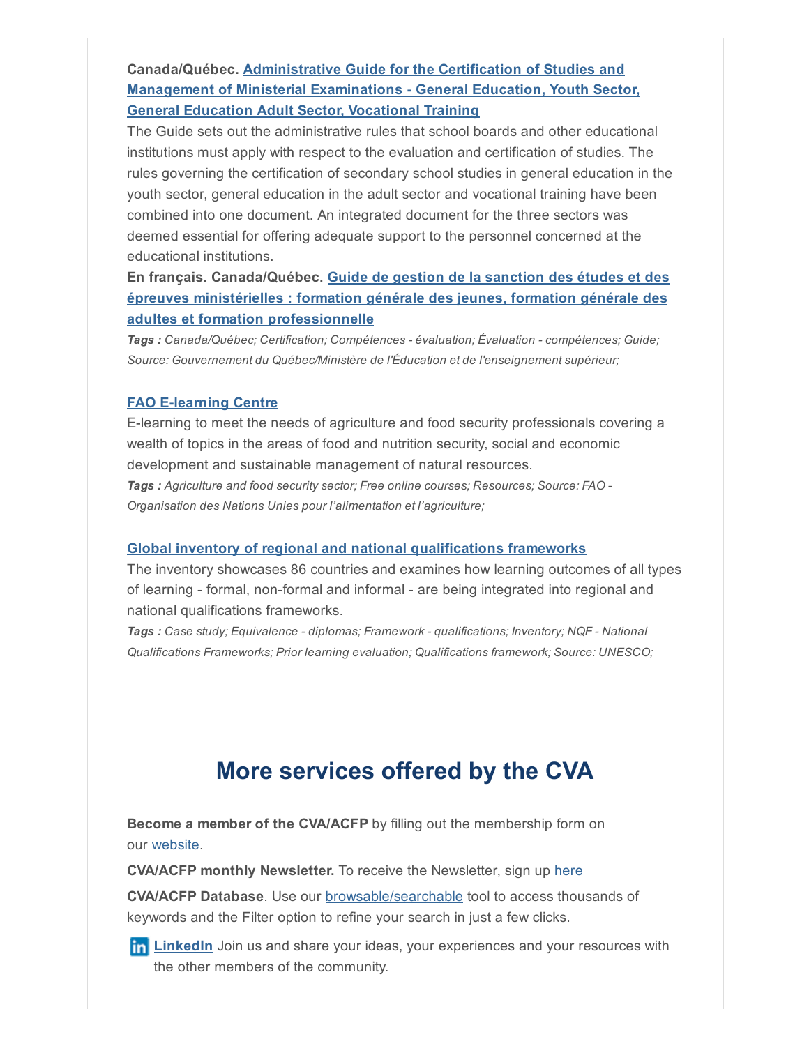**Canada/Québec. Administrative Guide for the Certification of Studies and Management of Ministerial Examinations - General Education, Youth Sector, General Education Adult Sector, Vocational Training**

The Guide sets out the administrative rules that school boards and other educational institutions must apply with respect to the evaluation and certification of studies. The rules governing the certification of secondary school studies in general education in the youth sector, general education in the adult sector and vocational training have been combined into one document. An integrated document for the three sectors was deemed essential for offering adequate support to the personnel concerned at the educational institutions.

**En français. Canada/Québec. Guide de gestion de la sanction des études et des épreuves ministérielles : formation générale des jeunes, formation générale des adultes et formation professionnelle**

***Tags :*** *Canada/Québec; Certification; Compétences - évaluation; Évaluation - compétences; Guide; Source: Gouvernement du Québec/Ministère de l'Éducation et de l'enseignement supérieur;*

**FAO E-learning Centre**

E-learning to meet the needs of agriculture and food security professionals covering a wealth of topics in the areas of food and nutrition security, social and economic development and sustainable management of natural resources.

***Tags :*** *Agriculture and food security sector; Free online courses; Resources; Source: FAO - Organisation des Nations Unies pour l'alimentation et l'agriculture;*

**Global inventory of regional and national qualifications frameworks**

The inventory showcases 86 countries and examines how learning outcomes of all types of learning - formal, non-formal and informal - are being integrated into regional and national qualifications frameworks.

***Tags :*** *Case study; Equivalence - diplomas; Framework - qualifications; Inventory; NQF - National Qualifications Frameworks; Prior learning evaluation; Qualifications framework; Source: UNESCO;*

# More services offered by the CVA

**Become a member of the CVA/ACFP** by filling out the membership form on our website.

**CVA/ACFP monthly Newsletter.** To receive the Newsletter, sign up here

**CVA/ACFP Database**. Use our browsable/searchable tool to access thousands of keywords and the Filter option to refine your search in just a few clicks.

**LinkedIn** Join us and share your ideas, your experiences and your resources with the other members of the community.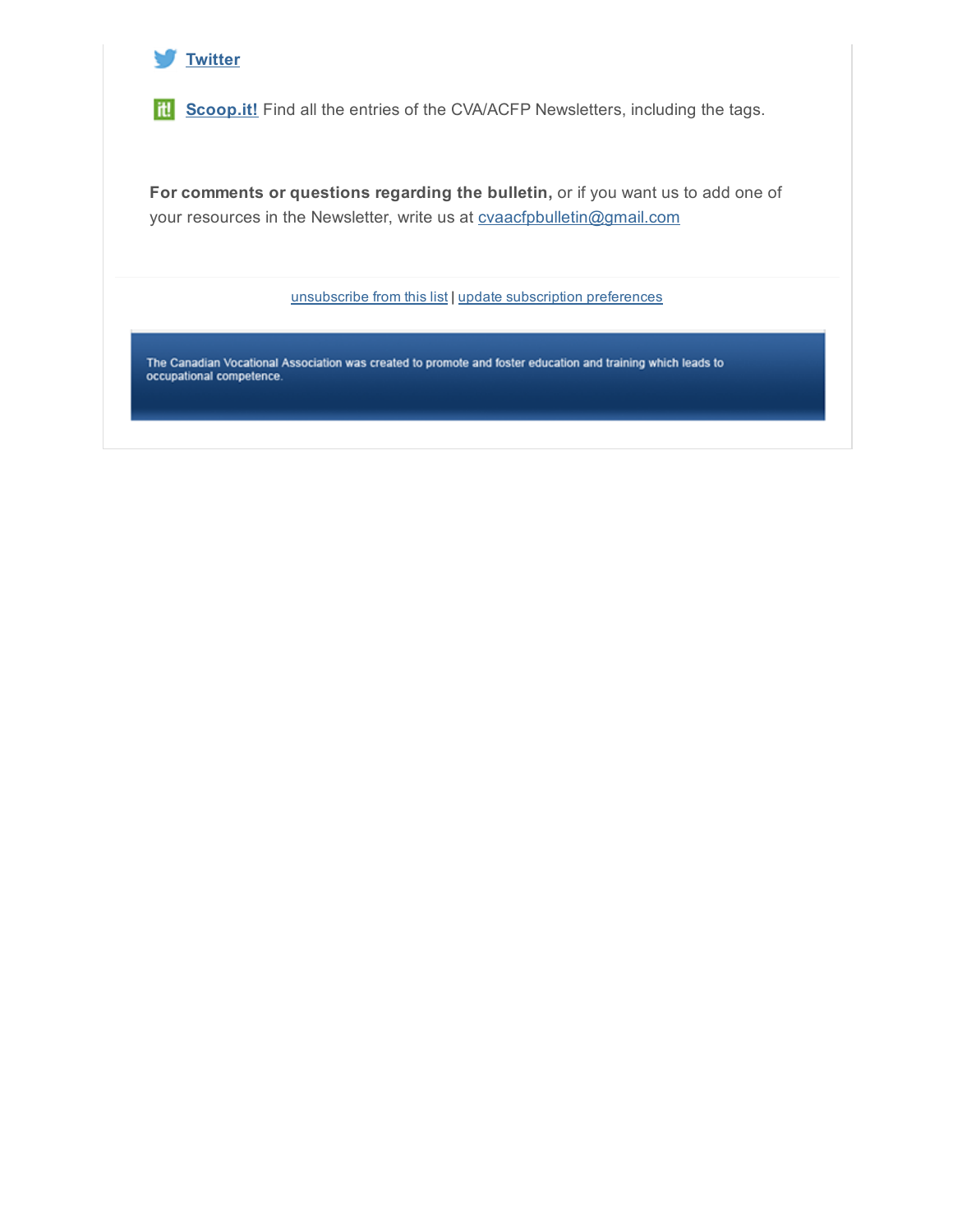**Twitter**

**Scoop.it!** Find all the entries of the CVA/ACFP Newsletters, including the tags.

**For comments or questions regarding the bulletin,** or if you want us to add one of your resources in the Newsletter, write us at cvaacfpbulletin@gmail.com

unsubscribe from this list | update subscription preferences

The Canadian Vocational Association was created to promote and foster education and training which leads to occupational competence.